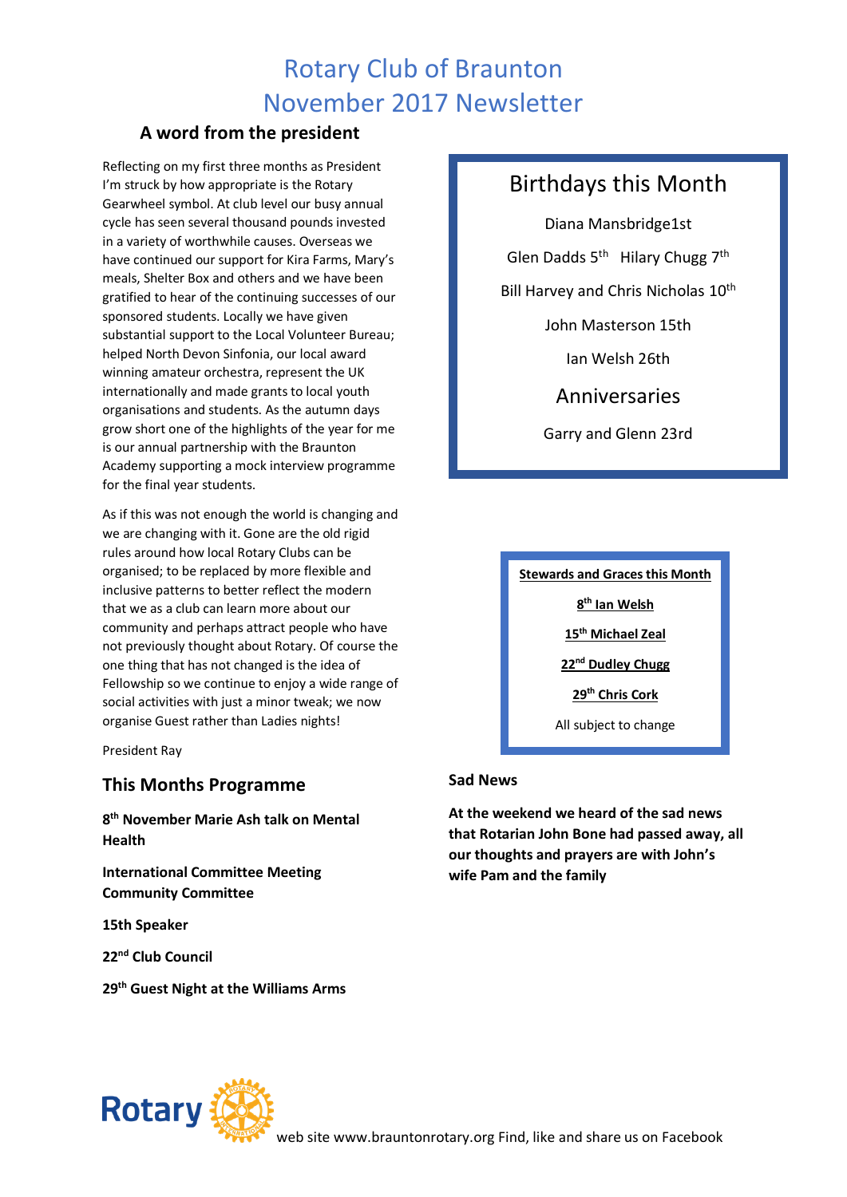# Rotary Club of Braunton
# November 2017 Newsletter

## A word from the president

Reflecting on my first three months as President I'm struck by how appropriate is the Rotary Gearwheel symbol. At club level our busy annual cycle has seen several thousand pounds invested in a variety of worthwhile causes. Overseas we have continued our support for Kira Farms, Mary's meals, Shelter Box and others and we have been gratified to hear of the continuing successes of our sponsored students. Locally we have given substantial support to the Local Volunteer Bureau; helped North Devon Sinfonia, our local award winning amateur orchestra, represent the UK internationally and made grants to local youth organisations and students. As the autumn days grow short one of the highlights of the year for me is our annual partnership with the Braunton Academy supporting a mock interview programme for the final year students.

As if this was not enough the world is changing and we are changing with it. Gone are the old rigid rules around how local Rotary Clubs can be organised; to be replaced by more flexible and inclusive patterns to better reflect the modern that we as a club can learn more about our community and perhaps attract people who have not previously thought about Rotary. Of course the one thing that has not changed is the idea of Fellowship so we continue to enjoy a wide range of social activities with just a minor tweak; we now organise Guest rather than Ladies nights!

President Ray

## This Months Programme

**8th November Marie Ash talk on Mental Health**

**International Committee Meeting**
**Community Committee**

**15th Speaker**

**22nd Club Council**

**29th Guest Night at the Williams Arms**

## Birthdays this Month

Diana Mansbridge1st

Glen Dadds 5th Hilary Chugg 7th

Bill Harvey and Chris Nicholas 10th

John Masterson 15th

Ian Welsh 26th

## Anniversaries

Garry and Glenn 23rd

**Stewards and Graces this Month**

**8th Ian Welsh**

**15th Michael Zeal**

**22nd Dudley Chugg**

**29th Chris Cork**

All subject to change

### Sad News

**At the weekend we heard of the sad news that Rotarian John Bone had passed away, all our thoughts and prayers are with John's wife Pam and the family**

Rotary web site www.brauntonrotary.org Find, like and share us on Facebook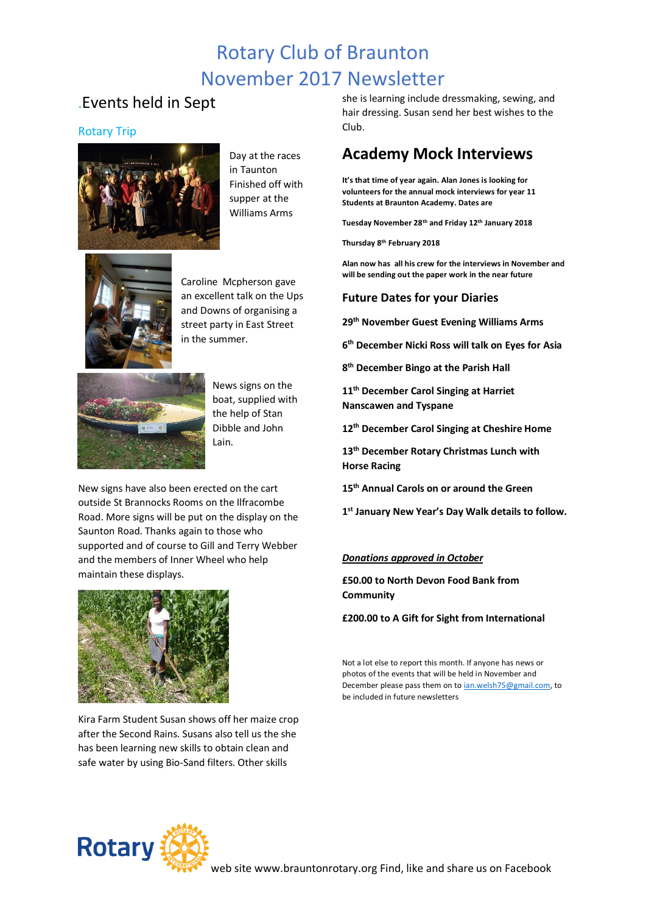# Rotary Club of Braunton
# November 2017 Newsletter

## .Events held in Sept

### Rotary Trip

Day at the races in Taunton Finished off with supper at the Williams Arms

Caroline Mcpherson gave an excellent talk on the Ups and Downs of organising a street party in East Street in the summer.

News signs on the boat, supplied with the help of Stan Dibble and John Lain.

New signs have also been erected on the cart outside St Brannocks Rooms on the Ilfracombe Road. More signs will be put on the display on the Saunton Road. Thanks again to those who supported and of course to Gill and Terry Webber and the members of Inner Wheel who help maintain these displays.

Kira Farm Student Susan shows off her maize crop after the Second Rains. Susans also tell us the she has been learning new skills to obtain clean and safe water by using Bio-Sand filters. Other skills she is learning include dressmaking, sewing, and hair dressing. Susan send her best wishes to the Club.

## Academy Mock Interviews

**It's that time of year again. Alan Jones is looking for volunteers for the annual mock interviews for year 11 Students at Braunton Academy. Dates are**

**Tuesday November 28th and Friday 12th January 2018**

**Thursday 8th February 2018**

**Alan now has all his crew for the interviews in November and will be sending out the paper work in the near future**

### Future Dates for your Diaries

**29th November Guest Evening Williams Arms**

**6th December Nicki Ross will talk on Eyes for Asia**

**8th December Bingo at the Parish Hall**

**11th December Carol Singing at Harriet Nanscawen and Tyspane**

**12th December Carol Singing at Cheshire Home**

**13th December Rotary Christmas Lunch with Horse Racing**

**15th Annual Carols on or around the Green**

**1st January New Year's Day Walk details to follow.**

***Donations approved in October***

**£50.00 to North Devon Food Bank from Community**

**£200.00 to A Gift for Sight from International**

Not a lot else to report this month. If anyone has news or photos of the events that will be held in November and December please pass them on to ian.welsh75@gmail.com, to be included in future newsletters

Rotary web site www.brauntonrotary.org Find, like and share us on Facebook